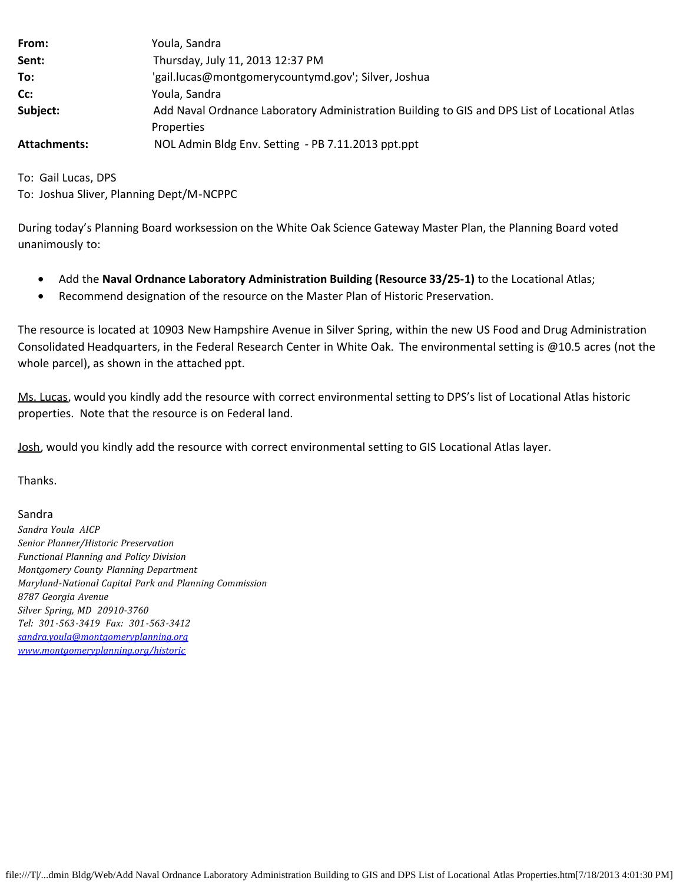| | |
|---|---|
| **From:** | Youla, Sandra |
| **Sent:** | Thursday, July 11, 2013 12:37 PM |
| **To:** | 'gail.lucas@montgomerycountymd.gov'; Silver, Joshua |
| **Cc:** | Youla, Sandra |
| **Subject:** | Add Naval Ordnance Laboratory Administration Building to GIS and DPS List of Locational Atlas Properties |
| **Attachments:** | NOL Admin Bldg Env. Setting - PB 7.11.2013 ppt.ppt |

To: Gail Lucas, DPS
To: Joshua Sliver, Planning Dept/M-NCPPC

During today's Planning Board worksession on the White Oak Science Gateway Master Plan, the Planning Board voted unanimously to:

- Add the **Naval Ordnance Laboratory Administration Building (Resource 33/25-1)** to the Locational Atlas;
- Recommend designation of the resource on the Master Plan of Historic Preservation.

The resource is located at 10903 New Hampshire Avenue in Silver Spring, within the new US Food and Drug Administration Consolidated Headquarters, in the Federal Research Center in White Oak. The environmental setting is @10.5 acres (not the whole parcel), as shown in the attached ppt.

Ms. Lucas, would you kindly add the resource with correct environmental setting to DPS's list of Locational Atlas historic properties. Note that the resource is on Federal land.

Josh, would you kindly add the resource with correct environmental setting to GIS Locational Atlas layer.

Thanks.

Sandra
*Sandra Youla AICP*
*Senior Planner/Historic Preservation*
*Functional Planning and Policy Division*
*Montgomery County Planning Department*
*Maryland-National Capital Park and Planning Commission*
*8787 Georgia Avenue*
*Silver Spring, MD 20910-3760*
*Tel: 301-563-3419 Fax: 301-563-3412*
*sandra.youla@montgomeryplanning.org*
*www.montgomeryplanning.org/historic*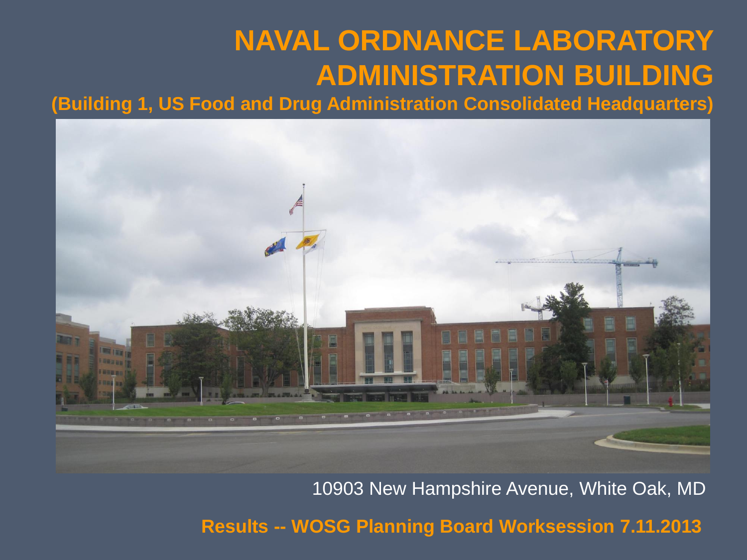# NAVAL ORDNANCE LABORATORY ADMINISTRATION BUILDING

**(Building 1, US Food and Drug Administration Consolidated Headquarters)**

10903 New Hampshire Avenue, White Oak, MD

**Results -- WOSG Planning Board Worksession 7.11.2013**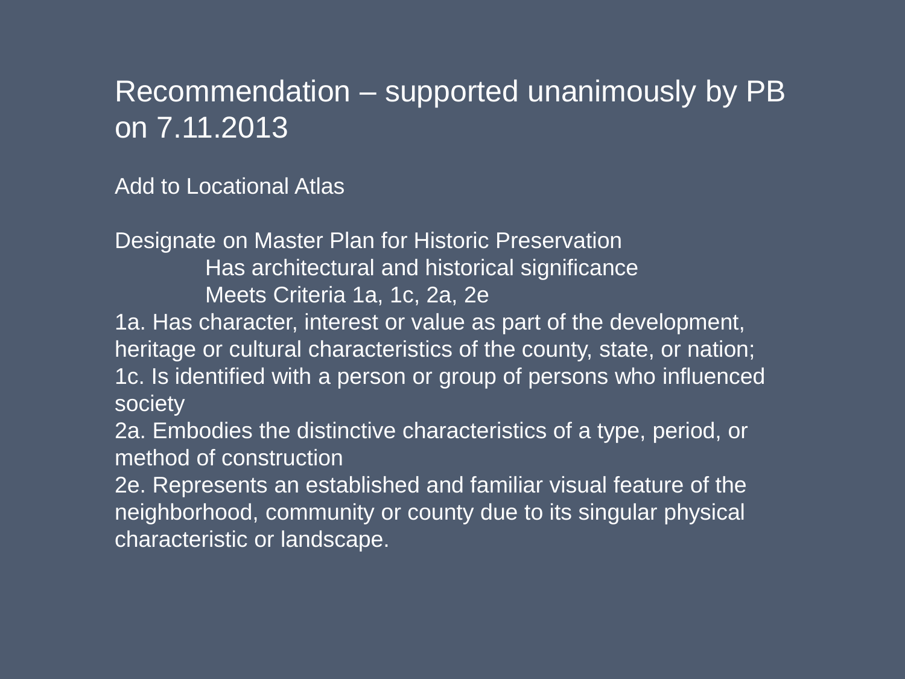# Recommendation – supported unanimously by PB on 7.11.2013

Add to Locational Atlas

Designate on Master Plan for Historic Preservation

- Has architectural and historical significance
- Meets Criteria 1a, 1c, 2a, 2e

1a. Has character, interest or value as part of the development, heritage or cultural characteristics of the county, state, or nation;

1c. Is identified with a person or group of persons who influenced society

2a. Embodies the distinctive characteristics of a type, period, or method of construction

2e. Represents an established and familiar visual feature of the neighborhood, community or county due to its singular physical characteristic or landscape.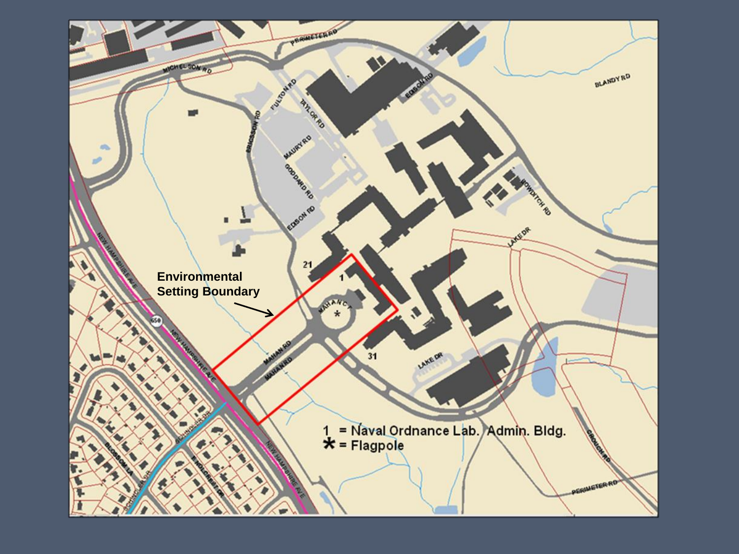Environmental Setting Boundary

1 = Naval Ordnance Lab. Admin. Bldg.

* = Flagpole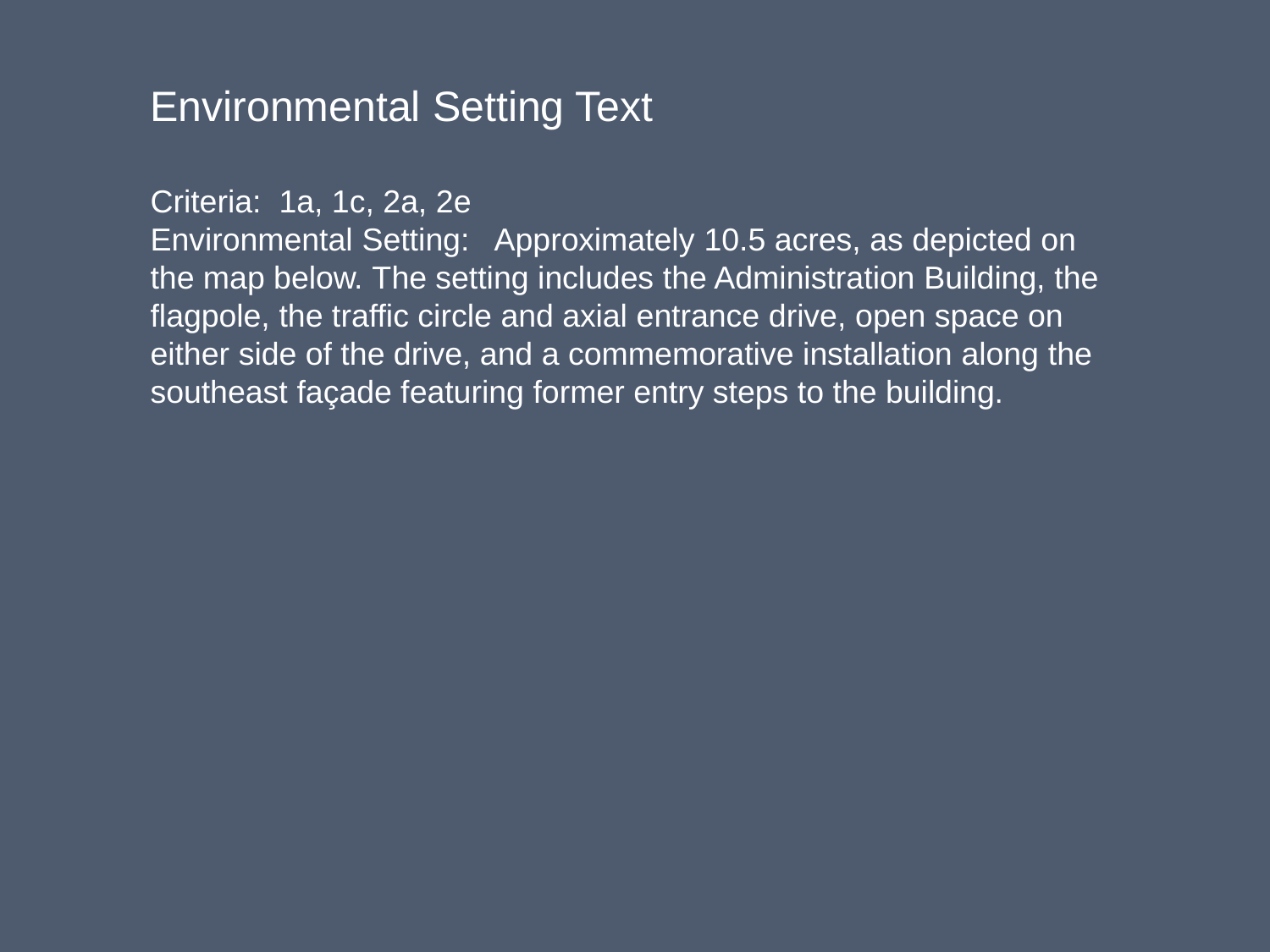# Environmental Setting Text

Criteria: 1a, 1c, 2a, 2e

Environmental Setting: Approximately 10.5 acres, as depicted on the map below. The setting includes the Administration Building, the flagpole, the traffic circle and axial entrance drive, open space on either side of the drive, and a commemorative installation along the southeast façade featuring former entry steps to the building.